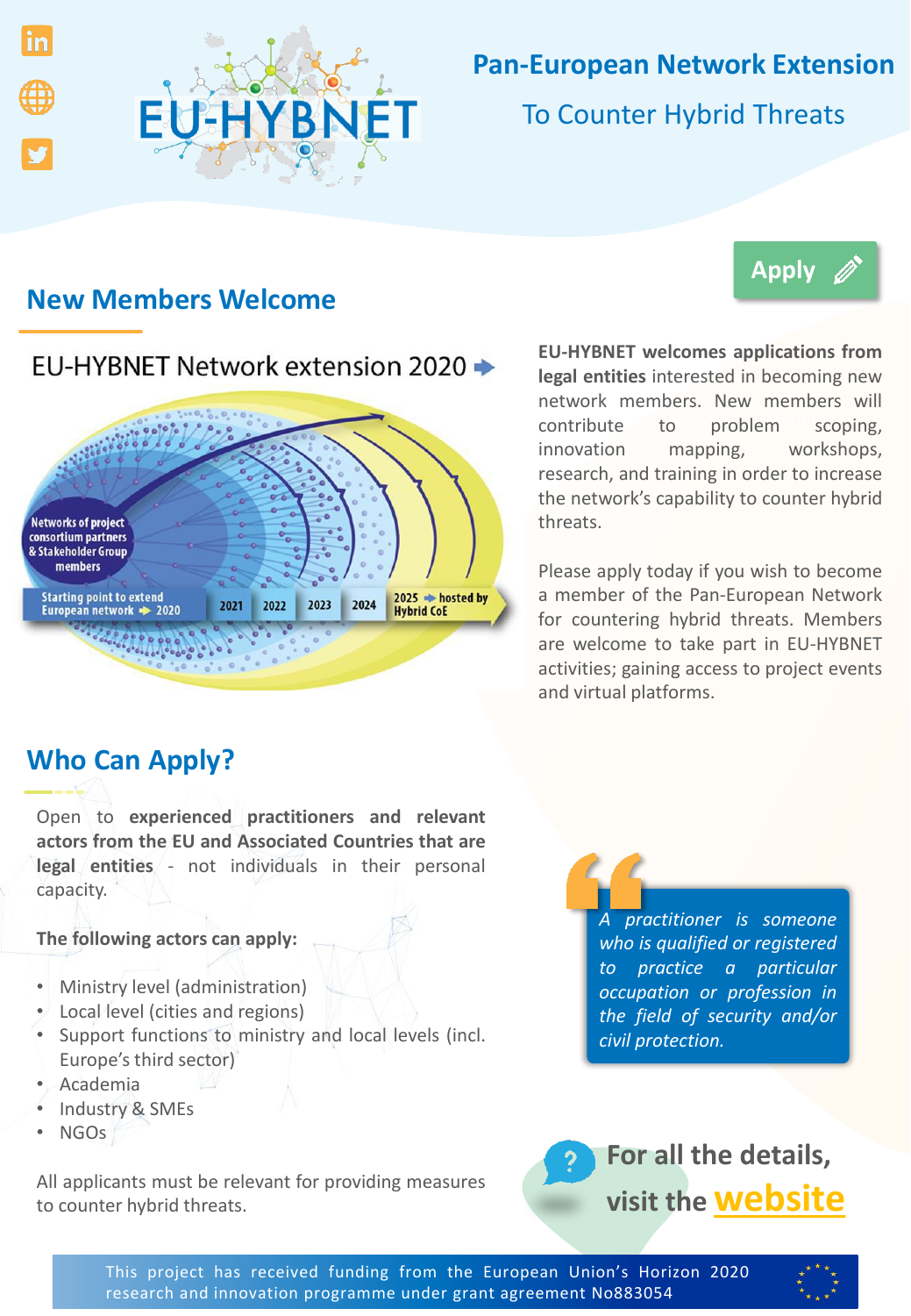# Pan-European Network Extension

To Counter Hybrid Threats

Apply

## New Members Welcome

EU-HYBNET Network extension 2020

Networks of project consortium partners & Stakeholder Group members

Starting point to extend European network → 2020

2021 2022 2023 2024 2025 → hosted by Hybrid CoE

**EU-HYBNET welcomes applications from legal entities** interested in becoming new network members. New members will contribute to problem scoping, innovation mapping, workshops, research, and training in order to increase the network's capability to counter hybrid threats.

Please apply today if you wish to become a member of the Pan-European Network for countering hybrid threats. Members are welcome to take part in EU-HYBNET activities; gaining access to project events and virtual platforms.

## Who Can Apply?

Open to **experienced practitioners and relevant actors from the EU and Associated Countries that are legal entities** - not individuals in their personal capacity.

**The following actors can apply:**

- Ministry level (administration)
- Local level (cities and regions)
- Support functions to ministry and local levels (incl. Europe's third sector)
- Academia
- Industry & SMEs
- NGOs

All applicants must be relevant for providing measures to counter hybrid threats.

> *A practitioner is someone who is qualified or registered to practice a particular occupation or profession in the field of security and/or civil protection.*

**For all the details, visit the website**

This project has received funding from the European Union's Horizon 2020 research and innovation programme under grant agreement No883054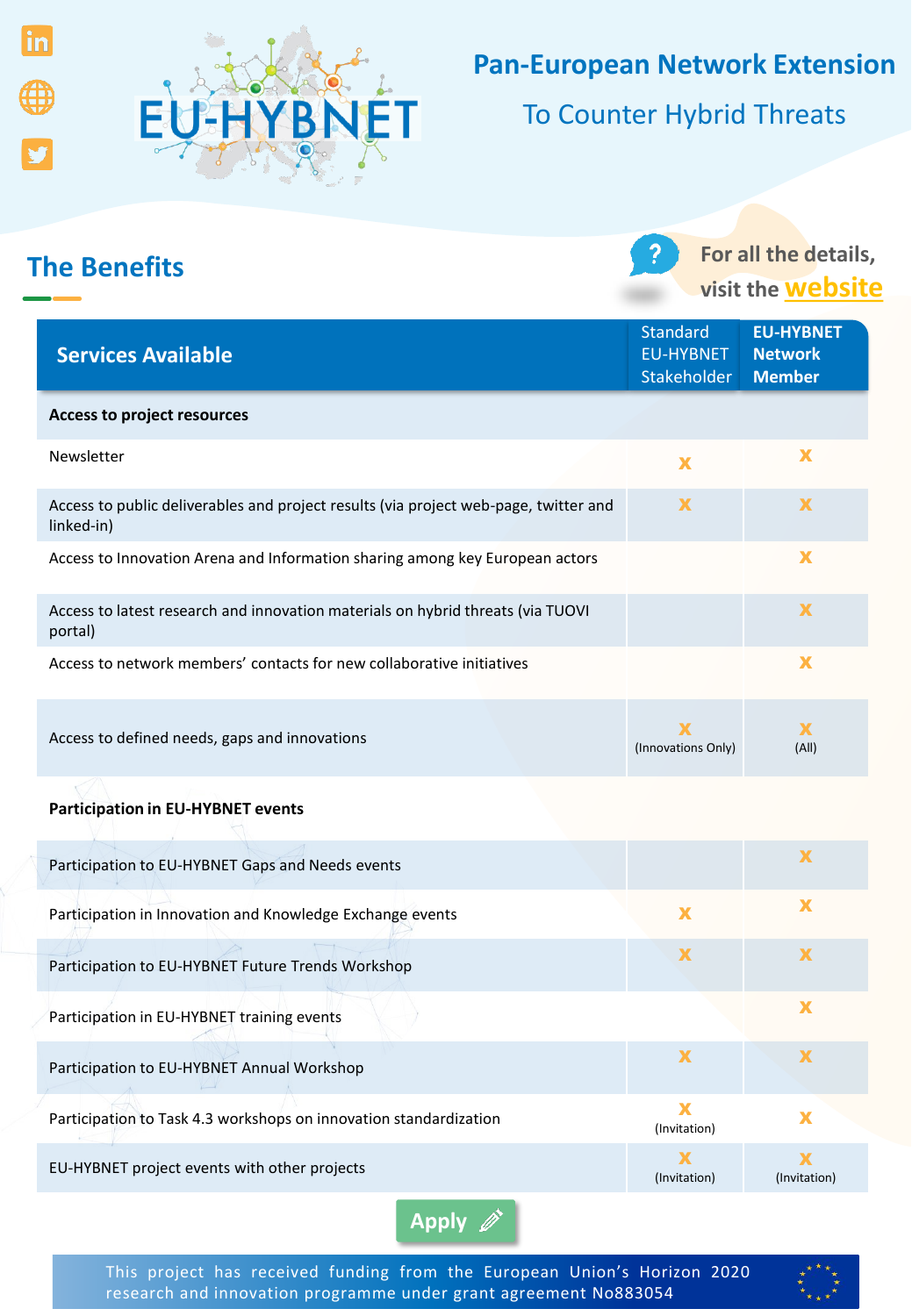# EU-HYBNET

## Pan-European Network Extension

To Counter Hybrid Threats

## The Benefits

For all the details, visit the website

| Services Available | Standard EU-HYBNET Stakeholder | EU-HYBNET Network Member |
|---|---|---|
| **Access to project resources** | | |
| Newsletter | x | x |
| Access to public deliverables and project results (via project web-page, twitter and linked-in) | x | x |
| Access to Innovation Arena and Information sharing among key European actors | | x |
| Access to latest research and innovation materials on hybrid threats (via TUOVI portal) | | x |
| Access to network members' contacts for new collaborative initiatives | | x |
| Access to defined needs, gaps and innovations | x (Innovations Only) | x (All) |
| **Participation in EU-HYBNET events** | | |
| Participation to EU-HYBNET Gaps and Needs events | | x |
| Participation in Innovation and Knowledge Exchange events | x | x |
| Participation to EU-HYBNET Future Trends Workshop | x | x |
| Participation in EU-HYBNET training events | | x |
| Participation to EU-HYBNET Annual Workshop | x | x |
| Participation to Task 4.3 workshops on innovation standardization | x (Invitation) | x |
| EU-HYBNET project events with other projects | x (Invitation) | x (Invitation) |

Apply

This project has received funding from the European Union's Horizon 2020 research and innovation programme under grant agreement No883054